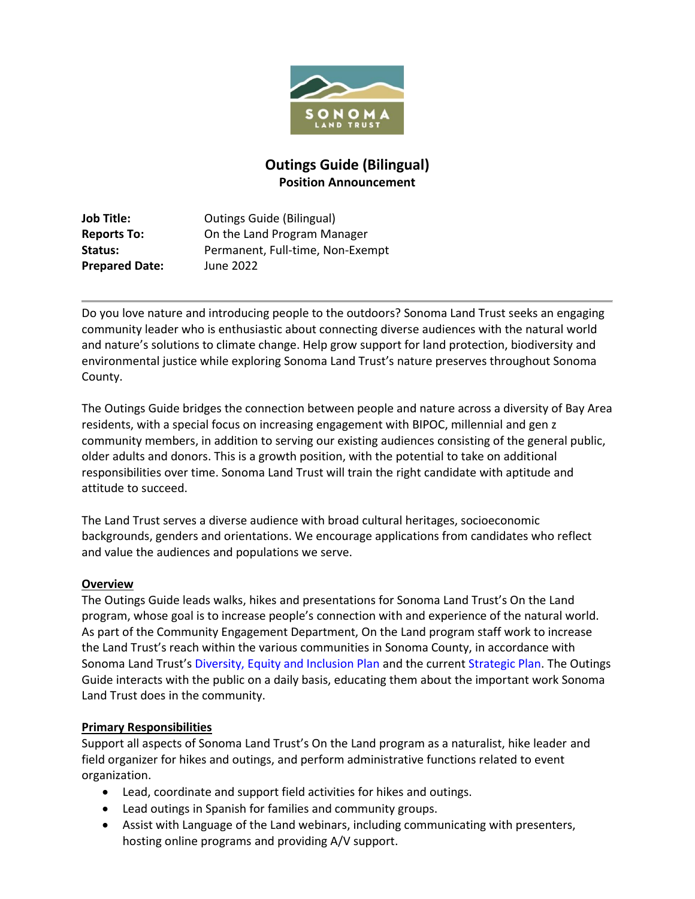# Outings Guide (Bilingual)
## Position Announcement

**Job Title:** Outings Guide (Bilingual)
**Reports To:** On the Land Program Manager
**Status:** Permanent, Full-time, Non-Exempt
**Prepared Date:** June 2022

---

Do you love nature and introducing people to the outdoors? Sonoma Land Trust seeks an engaging community leader who is enthusiastic about connecting diverse audiences with the natural world and nature's solutions to climate change. Help grow support for land protection, biodiversity and environmental justice while exploring Sonoma Land Trust's nature preserves throughout Sonoma County.

The Outings Guide bridges the connection between people and nature across a diversity of Bay Area residents, with a special focus on increasing engagement with BIPOC, millennial and gen z community members, in addition to serving our existing audiences consisting of the general public, older adults and donors. This is a growth position, with the potential to take on additional responsibilities over time. Sonoma Land Trust will train the right candidate with aptitude and attitude to succeed.

The Land Trust serves a diverse audience with broad cultural heritages, socioeconomic backgrounds, genders and orientations. We encourage applications from candidates who reflect and value the audiences and populations we serve.

**Overview**

The Outings Guide leads walks, hikes and presentations for Sonoma Land Trust's On the Land program, whose goal is to increase people's connection with and experience of the natural world. As part of the Community Engagement Department, On the Land program staff work to increase the Land Trust's reach within the various communities in Sonoma County, in accordance with Sonoma Land Trust's Diversity, Equity and Inclusion Plan and the current Strategic Plan. The Outings Guide interacts with the public on a daily basis, educating them about the important work Sonoma Land Trust does in the community.

**Primary Responsibilities**

Support all aspects of Sonoma Land Trust's On the Land program as a naturalist, hike leader and field organizer for hikes and outings, and perform administrative functions related to event organization.

- Lead, coordinate and support field activities for hikes and outings.
- Lead outings in Spanish for families and community groups.
- Assist with Language of the Land webinars, including communicating with presenters, hosting online programs and providing A/V support.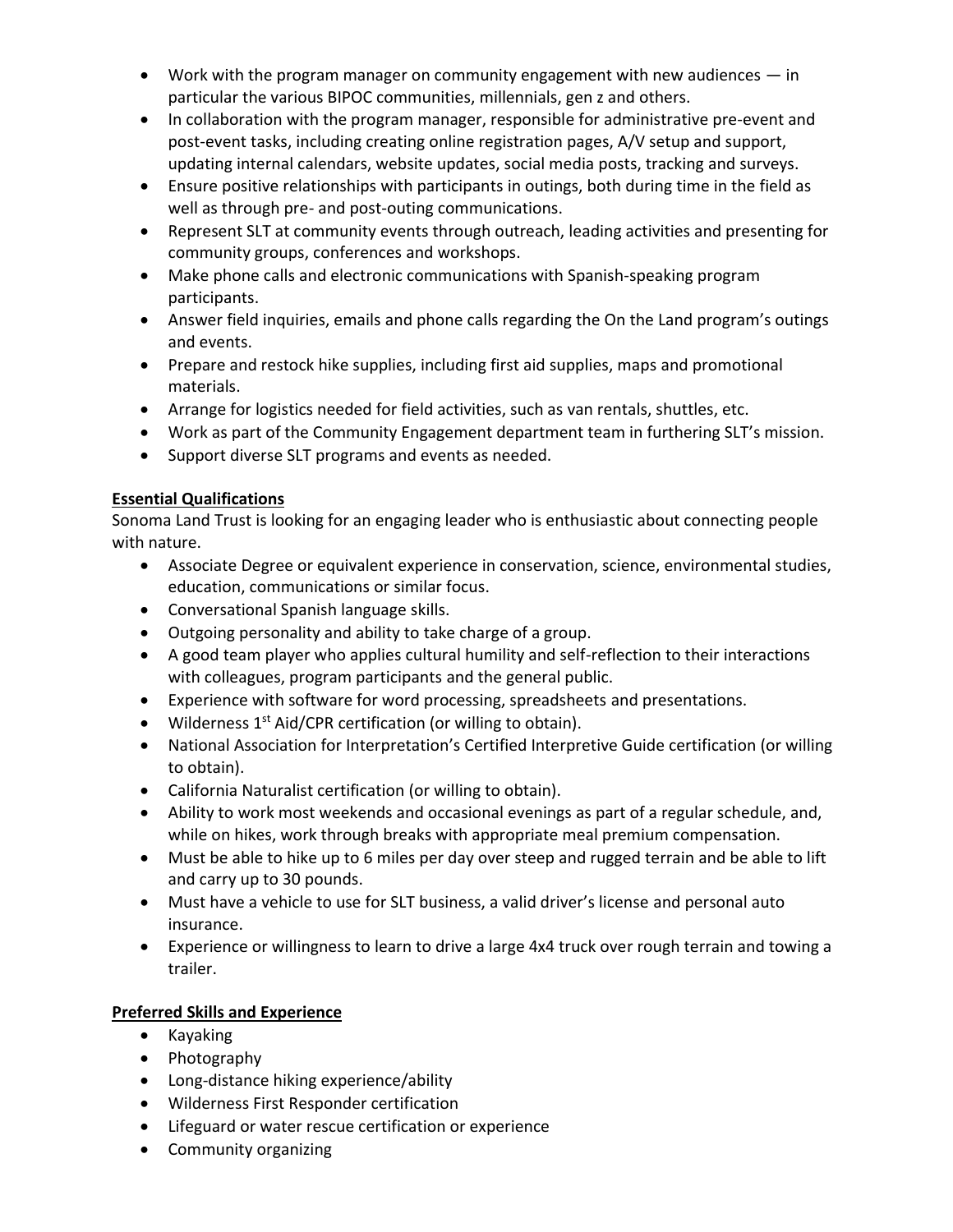- Work with the program manager on community engagement with new audiences — in particular the various BIPOC communities, millennials, gen z and others.
- In collaboration with the program manager, responsible for administrative pre-event and post-event tasks, including creating online registration pages, A/V setup and support, updating internal calendars, website updates, social media posts, tracking and surveys.
- Ensure positive relationships with participants in outings, both during time in the field as well as through pre- and post-outing communications.
- Represent SLT at community events through outreach, leading activities and presenting for community groups, conferences and workshops.
- Make phone calls and electronic communications with Spanish-speaking program participants.
- Answer field inquiries, emails and phone calls regarding the On the Land program's outings and events.
- Prepare and restock hike supplies, including first aid supplies, maps and promotional materials.
- Arrange for logistics needed for field activities, such as van rentals, shuttles, etc.
- Work as part of the Community Engagement department team in furthering SLT's mission.
- Support diverse SLT programs and events as needed.

**Essential Qualifications**

Sonoma Land Trust is looking for an engaging leader who is enthusiastic about connecting people with nature.

- Associate Degree or equivalent experience in conservation, science, environmental studies, education, communications or similar focus.
- Conversational Spanish language skills.
- Outgoing personality and ability to take charge of a group.
- A good team player who applies cultural humility and self-reflection to their interactions with colleagues, program participants and the general public.
- Experience with software for word processing, spreadsheets and presentations.
- Wilderness 1st Aid/CPR certification (or willing to obtain).
- National Association for Interpretation's Certified Interpretive Guide certification (or willing to obtain).
- California Naturalist certification (or willing to obtain).
- Ability to work most weekends and occasional evenings as part of a regular schedule, and, while on hikes, work through breaks with appropriate meal premium compensation.
- Must be able to hike up to 6 miles per day over steep and rugged terrain and be able to lift and carry up to 30 pounds.
- Must have a vehicle to use for SLT business, a valid driver's license and personal auto insurance.
- Experience or willingness to learn to drive a large 4x4 truck over rough terrain and towing a trailer.

**Preferred Skills and Experience**

- Kayaking
- Photography
- Long-distance hiking experience/ability
- Wilderness First Responder certification
- Lifeguard or water rescue certification or experience
- Community organizing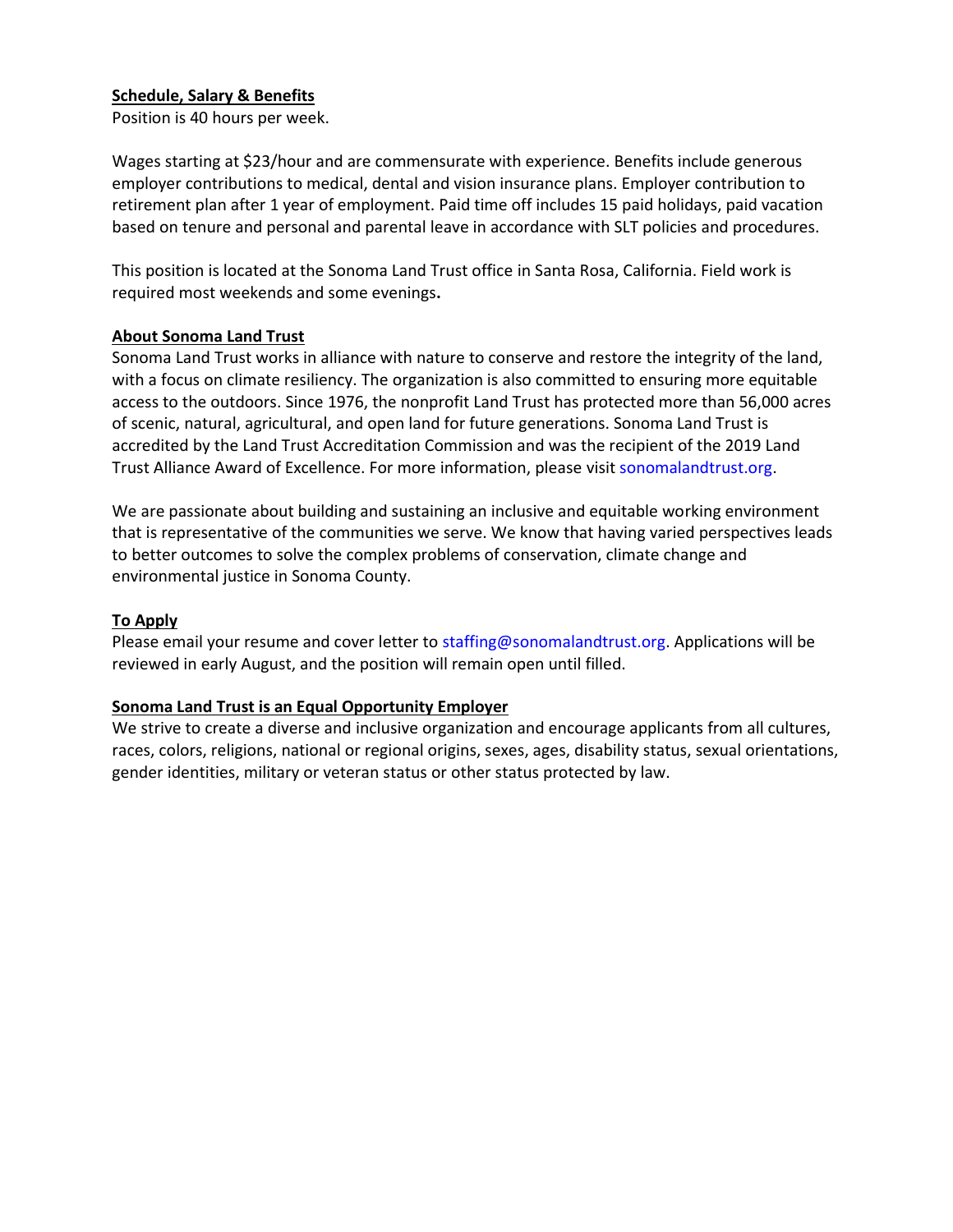**Schedule, Salary & Benefits**

Position is 40 hours per week.

Wages starting at $23/hour and are commensurate with experience. Benefits include generous employer contributions to medical, dental and vision insurance plans. Employer contribution to retirement plan after 1 year of employment. Paid time off includes 15 paid holidays, paid vacation based on tenure and personal and parental leave in accordance with SLT policies and procedures.

This position is located at the Sonoma Land Trust office in Santa Rosa, California. Field work is required most weekends and some evenings**.**

**About Sonoma Land Trust**

Sonoma Land Trust works in alliance with nature to conserve and restore the integrity of the land, with a focus on climate resiliency. The organization is also committed to ensuring more equitable access to the outdoors. Since 1976, the nonprofit Land Trust has protected more than 56,000 acres of scenic, natural, agricultural, and open land for future generations. Sonoma Land Trust is accredited by the Land Trust Accreditation Commission and was the recipient of the 2019 Land Trust Alliance Award of Excellence. For more information, please visit sonomalandtrust.org.

We are passionate about building and sustaining an inclusive and equitable working environment that is representative of the communities we serve. We know that having varied perspectives leads to better outcomes to solve the complex problems of conservation, climate change and environmental justice in Sonoma County.

**To Apply**

Please email your resume and cover letter to staffing@sonomalandtrust.org. Applications will be reviewed in early August, and the position will remain open until filled.

**Sonoma Land Trust is an Equal Opportunity Employer**

We strive to create a diverse and inclusive organization and encourage applicants from all cultures, races, colors, religions, national or regional origins, sexes, ages, disability status, sexual orientations, gender identities, military or veteran status or other status protected by law.